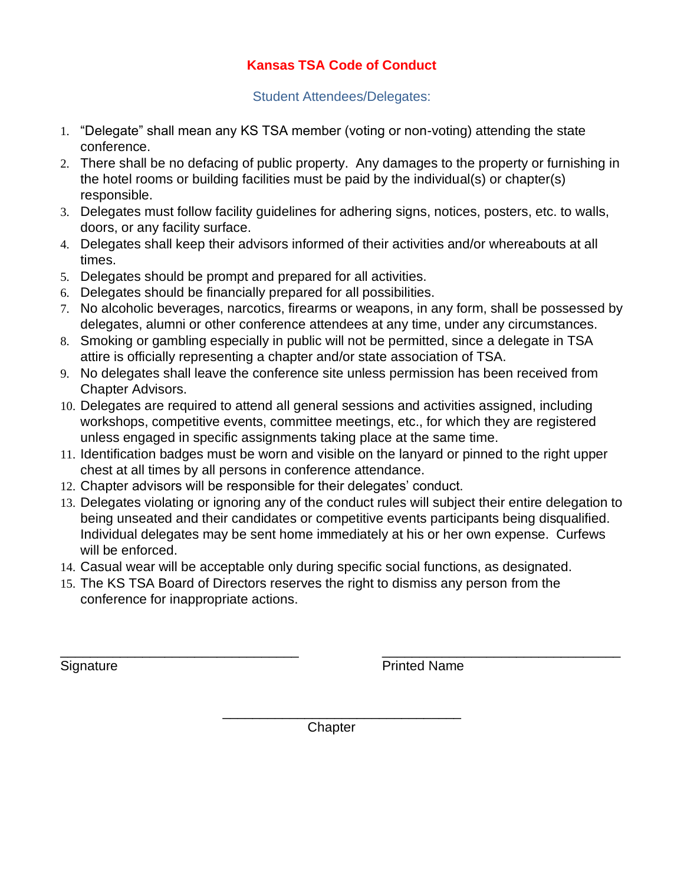# Kansas TSA Code of Conduct

## Student Attendees/Delegates:

1. "Delegate" shall mean any KS TSA member (voting or non-voting) attending the state conference.
2. There shall be no defacing of public property. Any damages to the property or furnishing in the hotel rooms or building facilities must be paid by the individual(s) or chapter(s) responsible.
3. Delegates must follow facility guidelines for adhering signs, notices, posters, etc. to walls, doors, or any facility surface.
4. Delegates shall keep their advisors informed of their activities and/or whereabouts at all times.
5. Delegates should be prompt and prepared for all activities.
6. Delegates should be financially prepared for all possibilities.
7. No alcoholic beverages, narcotics, firearms or weapons, in any form, shall be possessed by delegates, alumni or other conference attendees at any time, under any circumstances.
8. Smoking or gambling especially in public will not be permitted, since a delegate in TSA attire is officially representing a chapter and/or state association of TSA.
9. No delegates shall leave the conference site unless permission has been received from Chapter Advisors.
10. Delegates are required to attend all general sessions and activities assigned, including workshops, competitive events, committee meetings, etc., for which they are registered unless engaged in specific assignments taking place at the same time.
11. Identification badges must be worn and visible on the lanyard or pinned to the right upper chest at all times by all persons in conference attendance.
12. Chapter advisors will be responsible for their delegates' conduct.
13. Delegates violating or ignoring any of the conduct rules will subject their entire delegation to being unseated and their candidates or competitive events participants being disqualified. Individual delegates may be sent home immediately at his or her own expense. Curfews will be enforced.
14. Casual wear will be acceptable only during specific social functions, as designated.
15. The KS TSA Board of Directors reserves the right to dismiss any person from the conference for inappropriate actions.

_______________________________ Signature

_______________________________ Printed Name

_______________________________ Chapter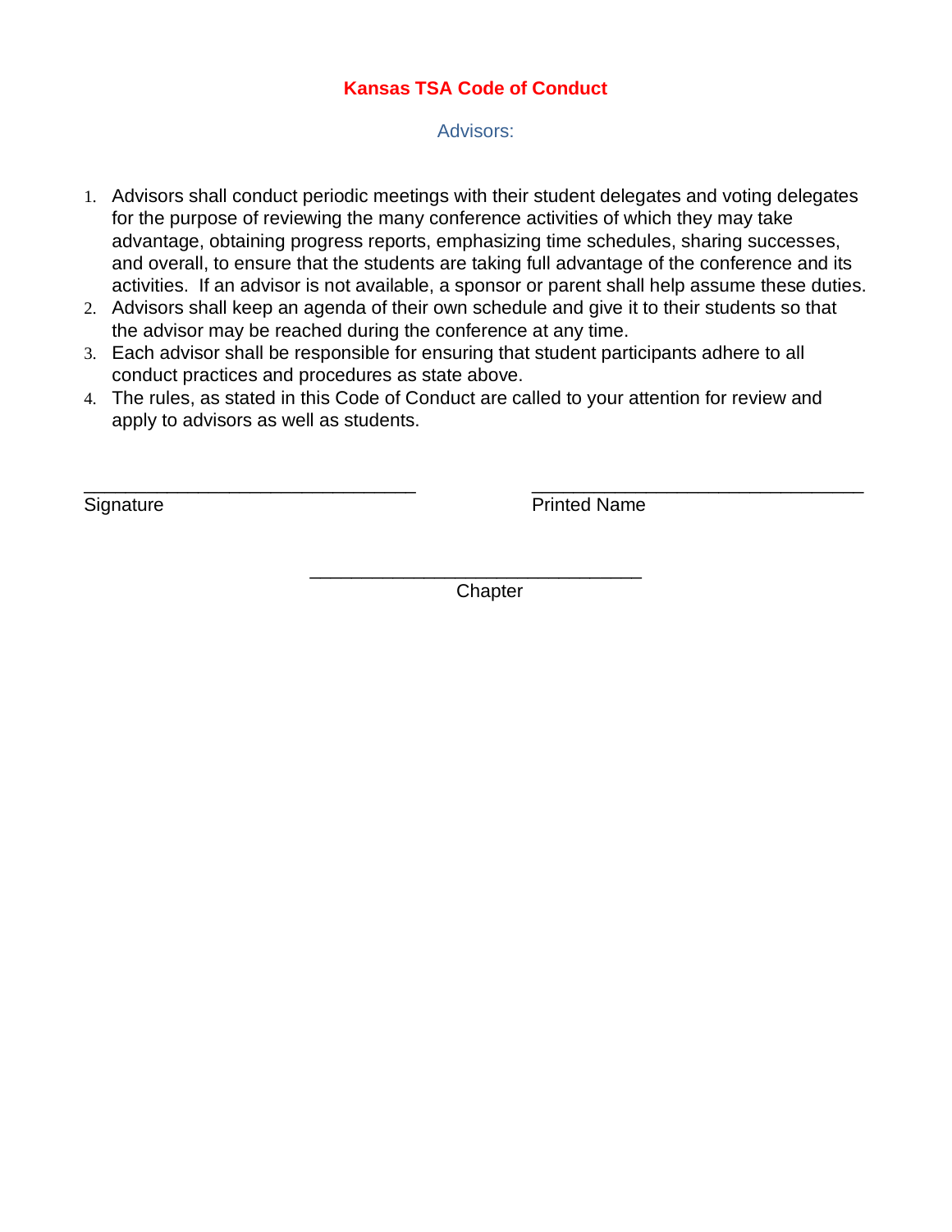# Kansas TSA Code of Conduct

## Advisors:

1. Advisors shall conduct periodic meetings with their student delegates and voting delegates for the purpose of reviewing the many conference activities of which they may take advantage, obtaining progress reports, emphasizing time schedules, sharing successes, and overall, to ensure that the students are taking full advantage of the conference and its activities. If an advisor is not available, a sponsor or parent shall help assume these duties.
2. Advisors shall keep an agenda of their own schedule and give it to their students so that the advisor may be reached during the conference at any time.
3. Each advisor shall be responsible for ensuring that student participants adhere to all conduct practices and procedures as state above.
4. The rules, as stated in this Code of Conduct are called to your attention for review and apply to advisors as well as students.

_______________________________ Signature

_______________________________ Printed Name

_______________________________ Chapter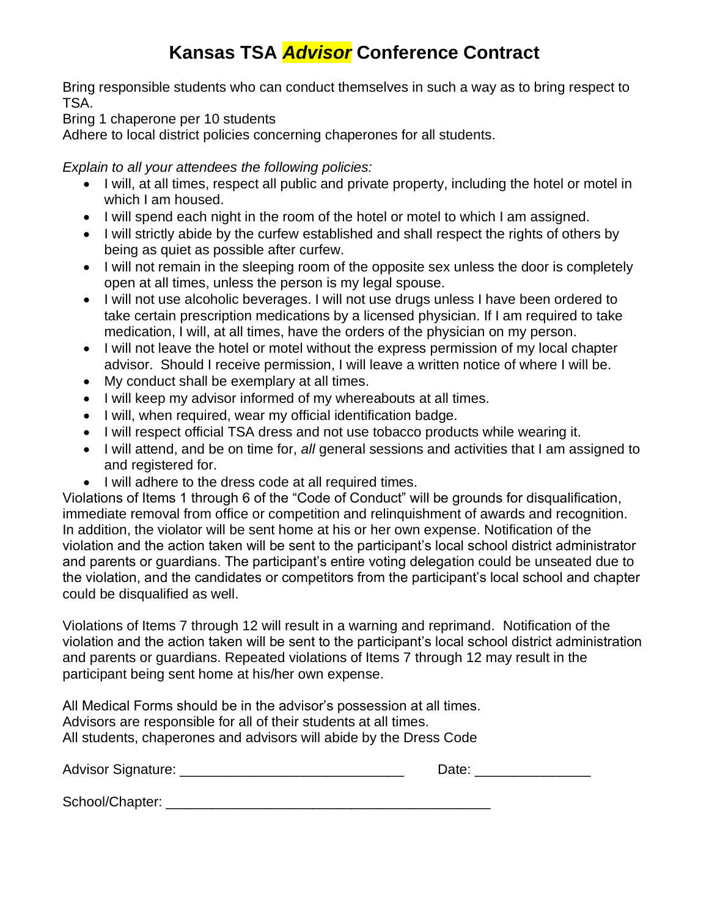# Kansas TSA *Advisor* Conference Contract

Bring responsible students who can conduct themselves in such a way as to bring respect to TSA.
Bring 1 chaperone per 10 students
Adhere to local district policies concerning chaperones for all students.

*Explain to all your attendees the following policies:*

- I will, at all times, respect all public and private property, including the hotel or motel in which I am housed.
- I will spend each night in the room of the hotel or motel to which I am assigned.
- I will strictly abide by the curfew established and shall respect the rights of others by being as quiet as possible after curfew.
- I will not remain in the sleeping room of the opposite sex unless the door is completely open at all times, unless the person is my legal spouse.
- I will not use alcoholic beverages. I will not use drugs unless I have been ordered to take certain prescription medications by a licensed physician. If I am required to take medication, I will, at all times, have the orders of the physician on my person.
- I will not leave the hotel or motel without the express permission of my local chapter advisor. Should I receive permission, I will leave a written notice of where I will be.
- My conduct shall be exemplary at all times.
- I will keep my advisor informed of my whereabouts at all times.
- I will, when required, wear my official identification badge.
- I will respect official TSA dress and not use tobacco products while wearing it.
- I will attend, and be on time for, *all* general sessions and activities that I am assigned to and registered for.
- I will adhere to the dress code at all required times.

Violations of Items 1 through 6 of the "Code of Conduct" will be grounds for disqualification, immediate removal from office or competition and relinquishment of awards and recognition. In addition, the violator will be sent home at his or her own expense. Notification of the violation and the action taken will be sent to the participant's local school district administrator and parents or guardians. The participant's entire voting delegation could be unseated due to the violation, and the candidates or competitors from the participant's local school and chapter could be disqualified as well.

Violations of Items 7 through 12 will result in a warning and reprimand. Notification of the violation and the action taken will be sent to the participant's local school district administration and parents or guardians. Repeated violations of Items 7 through 12 may result in the participant being sent home at his/her own expense.

All Medical Forms should be in the advisor's possession at all times.
Advisors are responsible for all of their students at all times.
All students, chaperones and advisors will abide by the Dress Code

Advisor Signature: ____________________________ Date: ______________

School/Chapter: ________________________________________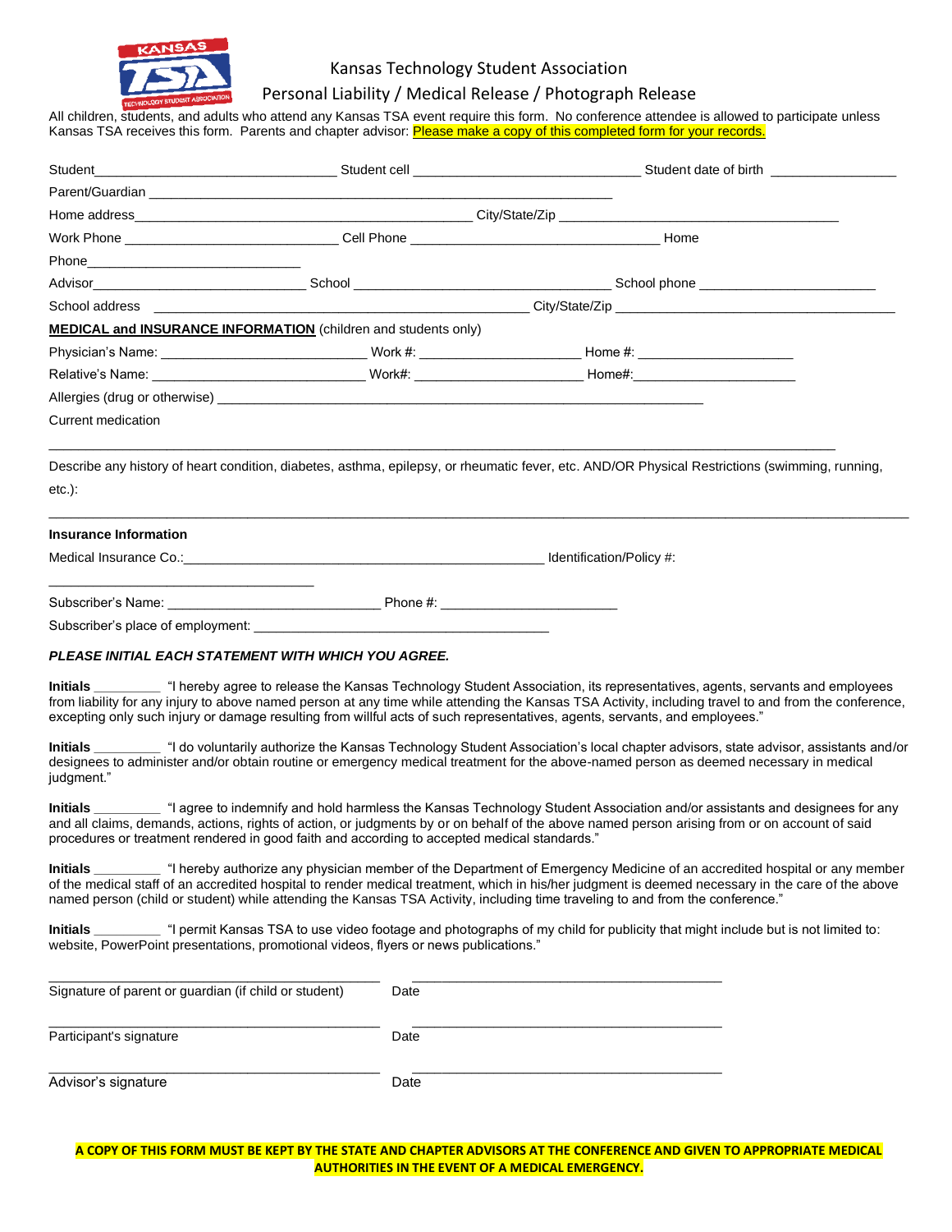# Kansas Technology Student Association

## Personal Liability / Medical Release / Photograph Release

All children, students, and adults who attend any Kansas TSA event require this form. No conference attendee is allowed to participate unless Kansas TSA receives this form. Parents and chapter advisor: Please make a copy of this completed form for your records.

Student_______________________________ Student cell ____________________________ Student date of birth ________________

Parent/Guardian ___________________________________________________________

Home address___________________________________________ City/State/Zip ____________________________________

Work Phone ___________________________ Cell Phone ________________________________ Home

Phone____________________________

Advisor____________________________ School _________________________________ School phone _______________________

School address _________________________________________________ City/State/Zip ____________________________________

**MEDICAL and INSURANCE INFORMATION** (children and students only)

Physician's Name: ___________________________ Work #: _____________________ Home #: ____________________

Relative's Name: ___________________________ Work#: _____________________ Home#:_____________________

Allergies (drug or otherwise) ______________________________________________________________

Current medication

____________________________________________________________________________________________________

Describe any history of heart condition, diabetes, asthma, epilepsy, or rheumatic fever, etc. AND/OR Physical Restrictions (swimming, running, etc.):

____________________________________________________________________________________________________

**Insurance Information**

Medical Insurance Co.:_______________________________________________ Identification/Policy #:

__________________________________

Subscriber's Name: ___________________________ Phone #: _______________________

Subscriber's place of employment: ______________________________________

***PLEASE INITIAL EACH STATEMENT WITH WHICH YOU AGREE.***

**Initials** _________ "I hereby agree to release the Kansas Technology Student Association, its representatives, agents, servants and employees from liability for any injury to above named person at any time while attending the Kansas TSA Activity, including travel to and from the conference, excepting only such injury or damage resulting from willful acts of such representatives, agents, servants, and employees."

**Initials** _________ "I do voluntarily authorize the Kansas Technology Student Association's local chapter advisors, state advisor, assistants and/or designees to administer and/or obtain routine or emergency medical treatment for the above-named person as deemed necessary in medical judgment."

**Initials** _________ "I agree to indemnify and hold harmless the Kansas Technology Student Association and/or assistants and designees for any and all claims, demands, actions, rights of action, or judgments by or on behalf of the above named person arising from or on account of said procedures or treatment rendered in good faith and according to accepted medical standards."

**Initials** _________ "I hereby authorize any physician member of the Department of Emergency Medicine of an accredited hospital or any member of the medical staff of an accredited hospital to render medical treatment, which in his/her judgment is deemed necessary in the care of the above named person (child or student) while attending the Kansas TSA Activity, including time traveling to and from the conference."

**Initials** _________ "I permit Kansas TSA to use video footage and photographs of my child for publicity that might include but is not limited to: website, PowerPoint presentations, promotional videos, flyers or news publications."

____________________________________ ____________________________________

Signature of parent or guardian (if child or student) Date

____________________________________ ____________________________________

Participant's signature Date

____________________________________ ____________________________________

Advisor's signature Date

**A COPY OF THIS FORM MUST BE KEPT BY THE STATE AND CHAPTER ADVISORS AT THE CONFERENCE AND GIVEN TO APPROPRIATE MEDICAL AUTHORITIES IN THE EVENT OF A MEDICAL EMERGENCY.**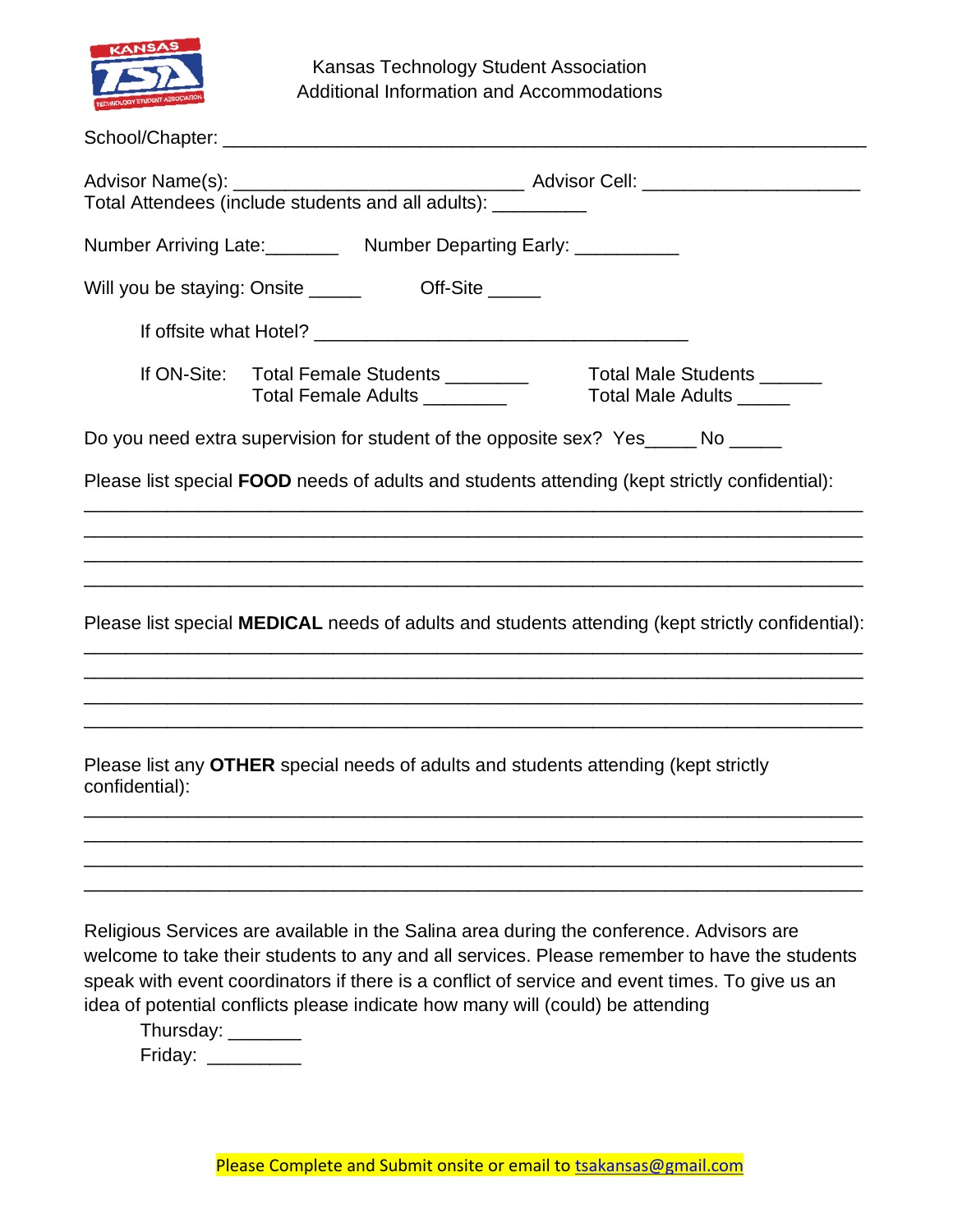Kansas Technology Student Association
Additional Information and Accommodations

School/Chapter: ______________________________________________________________

Advisor Name(s): ____________________________ Advisor Cell: _____________________
Total Attendees (include students and all adults): _________

Number Arriving Late:_______ Number Departing Early: __________

Will you be staying: Onsite _____ Off-Site _____

If offsite what Hotel? ____________________________________

If ON-Site: Total Female Students ________ Total Male Students ______
Total Female Adults ________ Total Male Adults _____

Do you need extra supervision for student of the opposite sex? Yes_____ No _____

Please list special **FOOD** needs of adults and students attending (kept strictly confidential):

___________________________________________________________________________

___________________________________________________________________________

___________________________________________________________________________

___________________________________________________________________________

Please list special **MEDICAL** needs of adults and students attending (kept strictly confidential):

___________________________________________________________________________

___________________________________________________________________________

___________________________________________________________________________

___________________________________________________________________________

Please list any **OTHER** special needs of adults and students attending (kept strictly confidential):

___________________________________________________________________________

___________________________________________________________________________

___________________________________________________________________________

___________________________________________________________________________

Religious Services are available in the Salina area during the conference. Advisors are welcome to take their students to any and all services. Please remember to have the students speak with event coordinators if there is a conflict of service and event times. To give us an idea of potential conflicts please indicate how many will (could) be attending

Thursday: _______
Friday: _________

Please Complete and Submit onsite or email to tsakansas@gmail.com